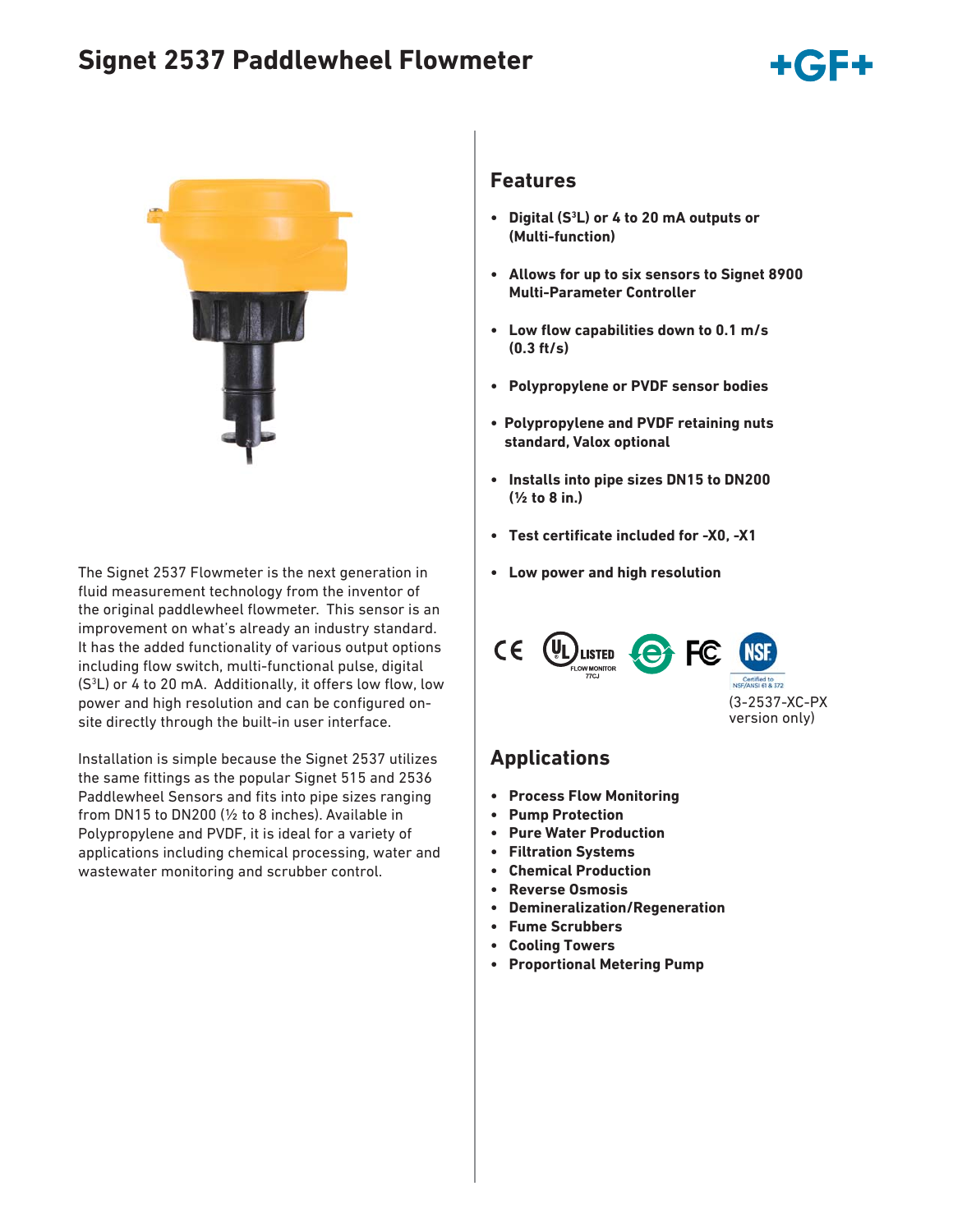# Signet 2537 Paddlewheel Flowmeter

The Signet 2537 Flowmeter is the next generation in fluid measurement technology from the inventor of the original paddlewheel flowmeter. This sensor is an improvement on what's already an industry standard. It has the added functionality of various output options including flow switch, multi-functional pulse, digital ($S^3L$) or 4 to 20 mA. Additionally, it offers low flow, low power and high resolution and can be configured on-site directly through the built-in user interface.

Installation is simple because the Signet 2537 utilizes the same fittings as the popular Signet 515 and 2536 Paddlewheel Sensors and fits into pipe sizes ranging from DN15 to DN200 (½ to 8 inches). Available in Polypropylene and PVDF, it is ideal for a variety of applications including chemical processing, water and wastewater monitoring and scrubber control.

## Features

- **Digital ($S^3L$) or 4 to 20 mA outputs or (Multi-function)**
- **Allows for up to six sensors to Signet 8900 Multi-Parameter Controller**
- **Low flow capabilities down to 0.1 m/s (0.3 ft/s)**
- **Polypropylene or PVDF sensor bodies**
- **Polypropylene and PVDF retaining nuts standard, Valox optional**
- **Installs into pipe sizes DN15 to DN200 (½ to 8 in.)**
- **Test certificate included for -X0, -X1**
- **Low power and high resolution**

UL LISTED FLOW MONITOR 77CJ

Certified to NSF/ANSI 61 & 372

(3-2537-XC-PX version only)

## Applications

- **Process Flow Monitoring**
- **Pump Protection**
- **Pure Water Production**
- **Filtration Systems**
- **Chemical Production**
- **Reverse Osmosis**
- **Demineralization/Regeneration**
- **Fume Scrubbers**
- **Cooling Towers**
- **Proportional Metering Pump**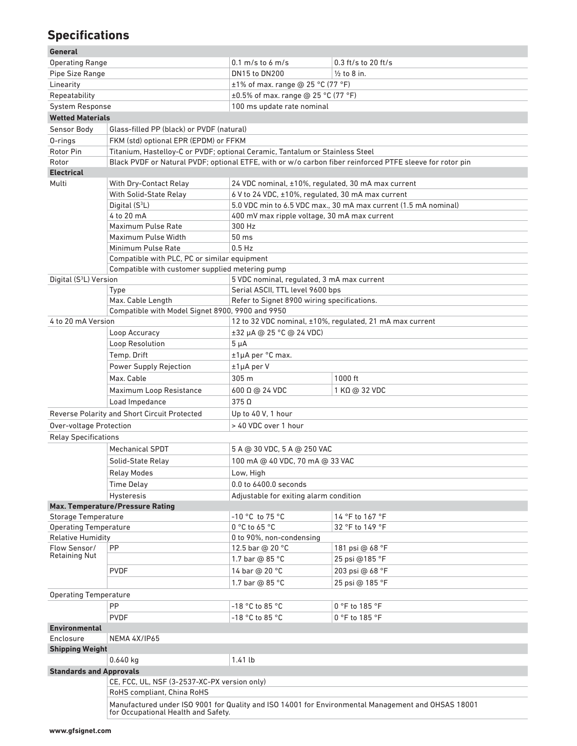## Specifications

| | | | |
|---|---|---|---|
| **General** | | | |
| Operating Range | | 0.1 m/s to 6 m/s | 0.3 ft/s to 20 ft/s |
| Pipe Size Range | | DN15 to DN200 | ½ to 8 in. |
| Linearity | | ±1% of max. range @ 25 °C (77 °F) | |
| Repeatability | | ±0.5% of max. range @ 25 °C (77 °F) | |
| System Response | | 100 ms update rate nominal | |
| **Wetted Materials** | | | |
| Sensor Body | Glass-filled PP (black) or PVDF (natural) | | |
| O-rings | FKM (std) optional EPR (EPDM) or FFKM | | |
| Rotor Pin | Titanium, Hastelloy-C or PVDF; optional Ceramic, Tantalum or Stainless Steel | | |
| Rotor | Black PVDF or Natural PVDF; optional ETFE, with or w/o carbon fiber reinforced PTFE sleeve for rotor pin | | |
| **Electrical** | | | |
| Multi | With Dry-Contact Relay | 24 VDC nominal, ±10%, regulated, 30 mA max current | |
| | With Solid-State Relay | 6 V to 24 VDC, ±10%, regulated, 30 mA max current | |
| | Digital ($S^3L$) | 5.0 VDC min to 6.5 VDC max., 30 mA max current (1.5 mA nominal) | |
| | 4 to 20 mA | 400 mV max ripple voltage, 30 mA max current | |
| | Maximum Pulse Rate | 300 Hz | |
| | Maximum Pulse Width | 50 ms | |
| | Minimum Pulse Rate | 0.5 Hz | |
| | Compatible with PLC, PC or similar equipment | | |
| | Compatible with customer supplied metering pump | | |
| Digital ($S^3L$) Version | | 5 VDC nominal, regulated, 3 mA max current | |
| | Type | Serial ASCII, TTL level 9600 bps | |
| | Max. Cable Length | Refer to Signet 8900 wiring specifications. | |
| | Compatible with Model Signet 8900, 9900 and 9950 | | |
| 4 to 20 mA Version | | 12 to 32 VDC nominal, ±10%, regulated, 21 mA max current | |
| | Loop Accuracy | ±32 µA @ 25 °C @ 24 VDC) | |
| | Loop Resolution | 5 µA | |
| | Temp. Drift | ±1µA per °C max. | |
| | Power Supply Rejection | ±1µA per V | |
| | Max. Cable | 305 m | 1000 ft |
| | Maximum Loop Resistance | 600 Ω @ 24 VDC | 1 KΩ @ 32 VDC |
| | Load Impedance | 375 Ω | |
| Reverse Polarity and Short Circuit Protected | | Up to 40 V, 1 hour | |
| Over-voltage Protection | | > 40 VDC over 1 hour | |
| Relay Specifications | | | |
| | Mechanical SPDT | 5 A @ 30 VDC, 5 A @ 250 VAC | |
| | Solid-State Relay | 100 mA @ 40 VDC, 70 mA @ 33 VAC | |
| | Relay Modes | Low, High | |
| | Time Delay | 0.0 to 6400.0 seconds | |
| | Hysteresis | Adjustable for exiting alarm condition | |
| **Max. Temperature/Pressure Rating** | | | |
| Storage Temperature | | -10 °C to 75 °C | 14 °F to 167 °F |
| Operating Temperature | | 0 °C to 65 °C | 32 °F to 149 °F |
| Relative Humidity | | 0 to 90%, non-condensing | |
| Flow Sensor/ Retaining Nut | PP | 12.5 bar @ 20 °C | 181 psi @ 68 °F |
| | | 1.7 bar @ 85 °C | 25 psi @185 °F |
| | PVDF | 14 bar @ 20 °C | 203 psi @ 68 °F |
| | | 1.7 bar @ 85 °C | 25 psi @ 185 °F |
| Operating Temperature | | | |
| | PP | -18 °C to 85 °C | 0 °F to 185 °F |
| | PVDF | -18 °C to 85 °C | 0 °F to 185 °F |
| **Environmental** | | | |
| Enclosure | NEMA 4X/IP65 | | |
| **Shipping Weight** | | | |
| | 0.640 kg | 1.41 lb | |
| **Standards and Approvals** | | | |
| | CE, FCC, UL, NSF (3-2537-XC-PX version only) | | |
| | RoHS compliant, China RoHS | | |
| | Manufactured under ISO 9001 for Quality and ISO 14001 for Environmental Management and OHSAS 18001 for Occupational Health and Safety. | | |

**www.gfsignet.com**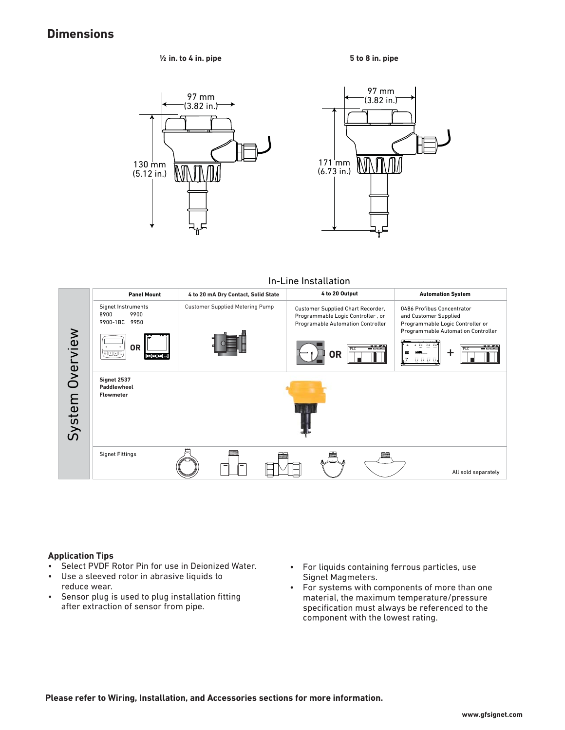## Dimensions

**½ in. to 4 in. pipe**

97 mm (3.82 in.)

130 mm (5.12 in.)

**5 to 8 in. pipe**

97 mm (3.82 in.)

171 mm (6.73 in.)

## System Overview

In-Line Installation

| Panel Mount | 4 to 20 mA Dry Contact, Solid State | 4 to 20 Output | Automation System |
|---|---|---|---|
| Signet Instruments 8900 9900 9900-1BC 9950 | Customer Supplied Metering Pump | Customer Supplied Chart Recorder, Programmable Logic Controller , or Programable Automation Controller | 0486 Profibus Concentrator and Customer Supplied Programmable Logic Controller or Programmable Automation Controller |

**Signet 2537 Paddlewheel Flowmeter**

Signet Fittings

All sold separately

### Application Tips

- Select PVDF Rotor Pin for use in Deionized Water.
- Use a sleeved rotor in abrasive liquids to reduce wear.
- Sensor plug is used to plug installation fitting after extraction of sensor from pipe.
- For liquids containing ferrous particles, use Signet Magmeters.
- For systems with components of more than one material, the maximum temperature/pressure specification must always be referenced to the component with the lowest rating.

**Please refer to Wiring, Installation, and Accessories sections for more information.**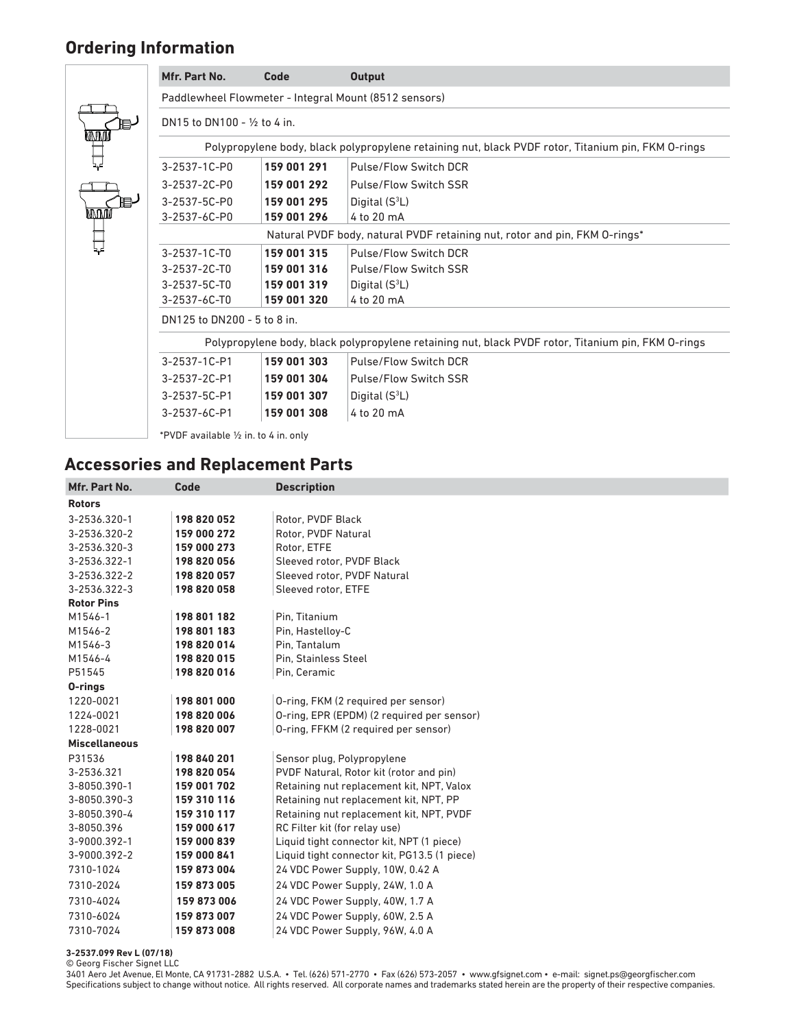## Ordering Information

| Mfr. Part No. | Code | Output |
|---|---|---|
| Paddlewheel Flowmeter - Integral Mount (8512 sensors) | | |
| DN15 to DN100 - ½ to 4 in. | | |
| Polypropylene body, black polypropylene retaining nut, black PVDF rotor, Titanium pin, FKM O-rings | | |
| 3-2537-1C-P0 | **159 001 291** | Pulse/Flow Switch DCR |
| 3-2537-2C-P0 | **159 001 292** | Pulse/Flow Switch SSR |
| 3-2537-5C-P0 | **159 001 295** | Digital ($S^3L$) |
| 3-2537-6C-P0 | **159 001 296** | 4 to 20 mA |
| Natural PVDF body, natural PVDF retaining nut, rotor and pin, FKM O-rings* | | |
| 3-2537-1C-T0 | **159 001 315** | Pulse/Flow Switch DCR |
| 3-2537-2C-T0 | **159 001 316** | Pulse/Flow Switch SSR |
| 3-2537-5C-T0 | **159 001 319** | Digital ($S^3L$) |
| 3-2537-6C-T0 | **159 001 320** | 4 to 20 mA |
| DN125 to DN200 - 5 to 8 in. | | |
| Polypropylene body, black polypropylene retaining nut, black PVDF rotor, Titanium pin, FKM O-rings | | |
| 3-2537-1C-P1 | **159 001 303** | Pulse/Flow Switch DCR |
| 3-2537-2C-P1 | **159 001 304** | Pulse/Flow Switch SSR |
| 3-2537-5C-P1 | **159 001 307** | Digital ($S^3L$) |
| 3-2537-6C-P1 | **159 001 308** | 4 to 20 mA |

*PVDF available ½ in. to 4 in. only

## Accessories and Replacement Parts

| Mfr. Part No. | Code | Description |
|---|---|---|
| **Rotors** | | |
| 3-2536.320-1 | **198 820 052** | Rotor, PVDF Black |
| 3-2536.320-2 | **159 000 272** | Rotor, PVDF Natural |
| 3-2536.320-3 | **159 000 273** | Rotor, ETFE |
| 3-2536.322-1 | **198 820 056** | Sleeved rotor, PVDF Black |
| 3-2536.322-2 | **198 820 057** | Sleeved rotor, PVDF Natural |
| 3-2536.322-3 | **198 820 058** | Sleeved rotor, ETFE |
| **Rotor Pins** | | |
| M1546-1 | **198 801 182** | Pin, Titanium |
| M1546-2 | **198 801 183** | Pin, Hastelloy-C |
| M1546-3 | **198 820 014** | Pin, Tantalum |
| M1546-4 | **198 820 015** | Pin, Stainless Steel |
| P51545 | **198 820 016** | Pin, Ceramic |
| **O-rings** | | |
| 1220-0021 | **198 801 000** | O-ring, FKM (2 required per sensor) |
| 1224-0021 | **198 820 006** | O-ring, EPR (EPDM) (2 required per sensor) |
| 1228-0021 | **198 820 007** | O-ring, FFKM (2 required per sensor) |
| **Miscellaneous** | | |
| P31536 | **198 840 201** | Sensor plug, Polypropylene |
| 3-2536.321 | **198 820 054** | PVDF Natural, Rotor kit (rotor and pin) |
| 3-8050.390-1 | **159 001 702** | Retaining nut replacement kit, NPT, Valox |
| 3-8050.390-3 | **159 310 116** | Retaining nut replacement kit, NPT, PP |
| 3-8050.390-4 | **159 310 117** | Retaining nut replacement kit, NPT, PVDF |
| 3-8050.396 | **159 000 617** | RC Filter kit (for relay use) |
| 3-9000.392-1 | **159 000 839** | Liquid tight connector kit, NPT (1 piece) |
| 3-9000.392-2 | **159 000 841** | Liquid tight connector kit, PG13.5 (1 piece) |
| 7310-1024 | **159 873 004** | 24 VDC Power Supply, 10W, 0.42 A |
| 7310-2024 | **159 873 005** | 24 VDC Power Supply, 24W, 1.0 A |
| 7310-4024 | **159 873 006** | 24 VDC Power Supply, 40W, 1.7 A |
| 7310-6024 | **159 873 007** | 24 VDC Power Supply, 60W, 2.5 A |
| 7310-7024 | **159 873 008** | 24 VDC Power Supply, 96W, 4.0 A |

**3-2537.099 Rev L (07/18)**
© Georg Fischer Signet LLC
3401 Aero Jet Avenue, El Monte, CA 91731-2882 U.S.A. • Tel. (626) 571-2770 • Fax (626) 573-2057 • www.gfsignet.com • e-mail: signet.ps@georgfischer.com
Specifications subject to change without notice. All rights reserved. All corporate names and trademarks stated herein are the property of their respective companies.